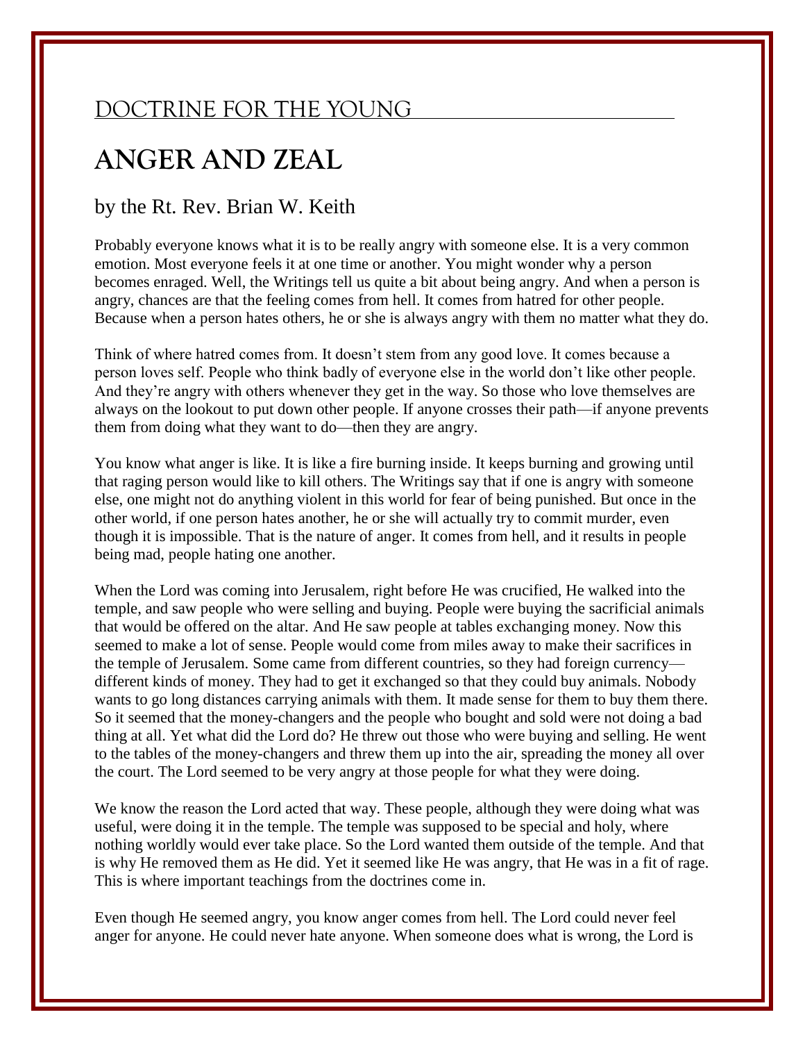## DOCTRINE FOR THE YOUNG

# ANGER AND ZEAL

### by the Rt. Rev. Brian W. Keith

Probably everyone knows what it is to be really angry with someone else. It is a very common emotion. Most everyone feels it at one time or another. You might wonder why a person becomes enraged. Well, the Writings tell us quite a bit about being angry. And when a person is angry, chances are that the feeling comes from hell. It comes from hatred for other people. Because when a person hates others, he or she is always angry with them no matter what they do.

Think of where hatred comes from. It doesn't stem from any good love. It comes because a person loves self. People who think badly of everyone else in the world don't like other people. And they're angry with others whenever they get in the way. So those who love themselves are always on the lookout to put down other people. If anyone crosses their path—if anyone prevents them from doing what they want to do—then they are angry.

You know what anger is like. It is like a fire burning inside. It keeps burning and growing until that raging person would like to kill others. The Writings say that if one is angry with someone else, one might not do anything violent in this world for fear of being punished. But once in the other world, if one person hates another, he or she will actually try to commit murder, even though it is impossible. That is the nature of anger. It comes from hell, and it results in people being mad, people hating one another.

When the Lord was coming into Jerusalem, right before He was crucified, He walked into the temple, and saw people who were selling and buying. People were buying the sacrificial animals that would be offered on the altar. And He saw people at tables exchanging money. Now this seemed to make a lot of sense. People would come from miles away to make their sacrifices in the temple of Jerusalem. Some came from different countries, so they had foreign currency—different kinds of money. They had to get it exchanged so that they could buy animals. Nobody wants to go long distances carrying animals with them. It made sense for them to buy them there. So it seemed that the money-changers and the people who bought and sold were not doing a bad thing at all. Yet what did the Lord do? He threw out those who were buying and selling. He went to the tables of the money-changers and threw them up into the air, spreading the money all over the court. The Lord seemed to be very angry at those people for what they were doing.

We know the reason the Lord acted that way. These people, although they were doing what was useful, were doing it in the temple. The temple was supposed to be special and holy, where nothing worldly would ever take place. So the Lord wanted them outside of the temple. And that is why He removed them as He did. Yet it seemed like He was angry, that He was in a fit of rage. This is where important teachings from the doctrines come in.

Even though He seemed angry, you know anger comes from hell. The Lord could never feel anger for anyone. He could never hate anyone. When someone does what is wrong, the Lord is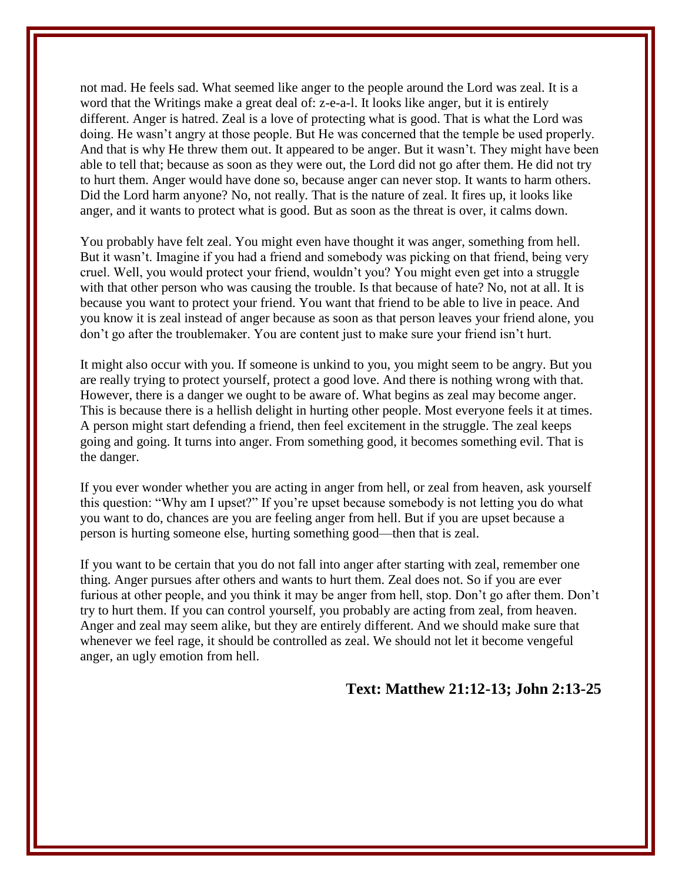not mad. He feels sad. What seemed like anger to the people around the Lord was zeal. It is a word that the Writings make a great deal of: z-e-a-l. It looks like anger, but it is entirely different. Anger is hatred. Zeal is a love of protecting what is good. That is what the Lord was doing. He wasn't angry at those people. But He was concerned that the temple be used properly. And that is why He threw them out. It appeared to be anger. But it wasn't. They might have been able to tell that; because as soon as they were out, the Lord did not go after them. He did not try to hurt them. Anger would have done so, because anger can never stop. It wants to harm others. Did the Lord harm anyone? No, not really. That is the nature of zeal. It fires up, it looks like anger, and it wants to protect what is good. But as soon as the threat is over, it calms down.

You probably have felt zeal. You might even have thought it was anger, something from hell. But it wasn't. Imagine if you had a friend and somebody was picking on that friend, being very cruel. Well, you would protect your friend, wouldn't you? You might even get into a struggle with that other person who was causing the trouble. Is that because of hate? No, not at all. It is because you want to protect your friend. You want that friend to be able to live in peace. And you know it is zeal instead of anger because as soon as that person leaves your friend alone, you don't go after the troublemaker. You are content just to make sure your friend isn't hurt.

It might also occur with you. If someone is unkind to you, you might seem to be angry. But you are really trying to protect yourself, protect a good love. And there is nothing wrong with that. However, there is a danger we ought to be aware of. What begins as zeal may become anger. This is because there is a hellish delight in hurting other people. Most everyone feels it at times. A person might start defending a friend, then feel excitement in the struggle. The zeal keeps going and going. It turns into anger. From something good, it becomes something evil. That is the danger.

If you ever wonder whether you are acting in anger from hell, or zeal from heaven, ask yourself this question: "Why am I upset?" If you're upset because somebody is not letting you do what you want to do, chances are you are feeling anger from hell. But if you are upset because a person is hurting someone else, hurting something good—then that is zeal.

If you want to be certain that you do not fall into anger after starting with zeal, remember one thing. Anger pursues after others and wants to hurt them. Zeal does not. So if you are ever furious at other people, and you think it may be anger from hell, stop. Don't go after them. Don't try to hurt them. If you can control yourself, you probably are acting from zeal, from heaven. Anger and zeal may seem alike, but they are entirely different. And we should make sure that whenever we feel rage, it should be controlled as zeal. We should not let it become vengeful anger, an ugly emotion from hell.

**Text: Matthew 21:12-13; John 2:13-25**